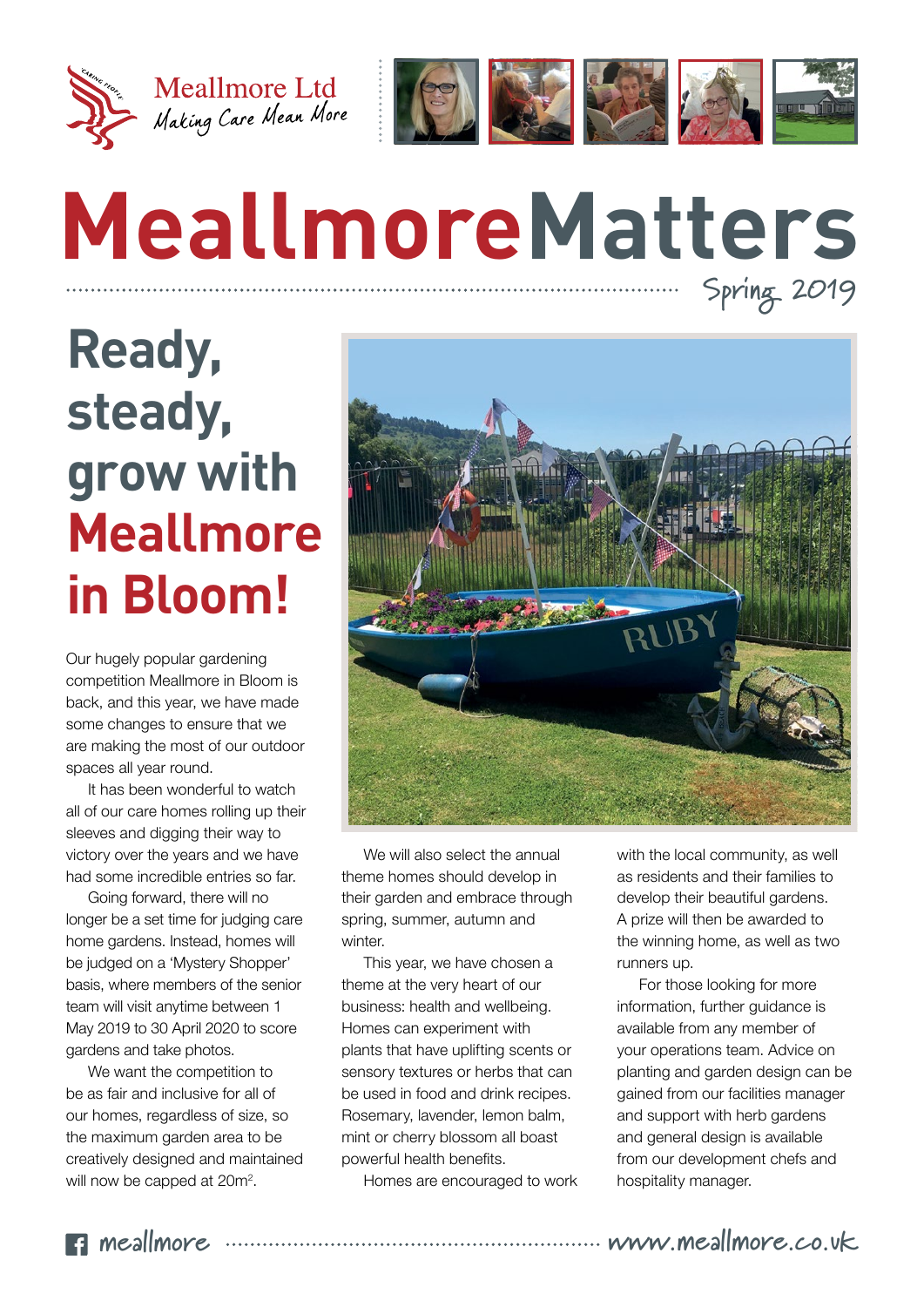Meallmore Ltd
Making Care Mean More

# MeallmoreMatters

Spring 2019

## Ready, steady, grow with Meallmore in Bloom!

Our hugely popular gardening competition Meallmore in Bloom is back, and this year, we have made some changes to ensure that we are making the most of our outdoor spaces all year round.

It has been wonderful to watch all of our care homes rolling up their sleeves and digging their way to victory over the years and we have had some incredible entries so far.

Going forward, there will no longer be a set time for judging care home gardens. Instead, homes will be judged on a 'Mystery Shopper' basis, where members of the senior team will visit anytime between 1 May 2019 to 30 April 2020 to score gardens and take photos.

We want the competition to be as fair and inclusive for all of our homes, regardless of size, so the maximum garden area to be creatively designed and maintained will now be capped at 20m$^2$.

We will also select the annual theme homes should develop in their garden and embrace through spring, summer, autumn and winter.

This year, we have chosen a theme at the very heart of our business: health and wellbeing. Homes can experiment with plants that have uplifting scents or sensory textures or herbs that can be used in food and drink recipes. Rosemary, lavender, lemon balm, mint or cherry blossom all boast powerful health benefits.

Homes are encouraged to work with the local community, as well as residents and their families to develop their beautiful gardens. A prize will then be awarded to the winning home, as well as two runners up.

For those looking for more information, further guidance is available from any member of your operations team. Advice on planting and garden design can be gained from our facilities manager and support with herb gardens and general design is available from our development chefs and hospitality manager.

meallmore www.meallmore.co.uk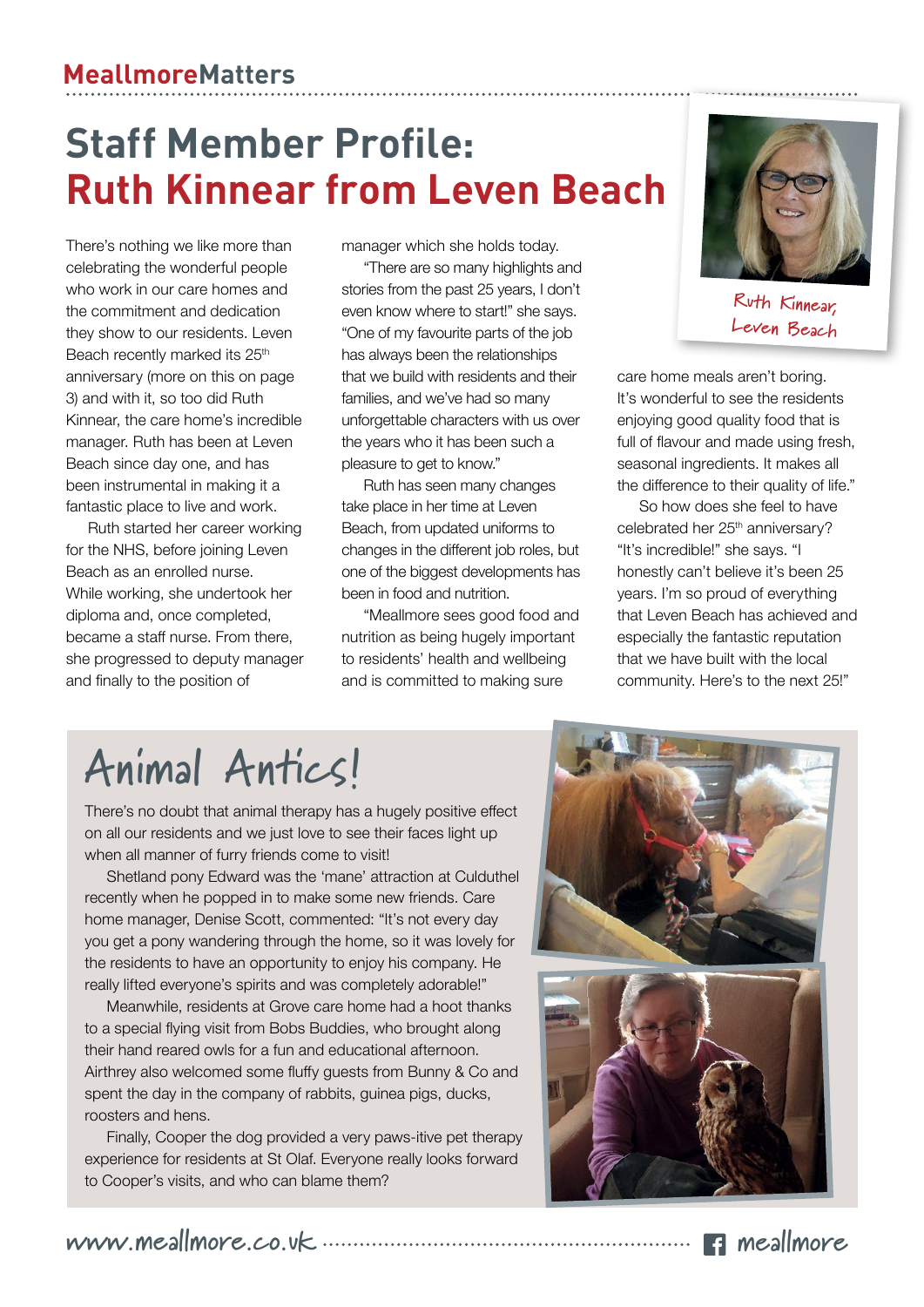# Staff Member Profile: Ruth Kinnear from Leven Beach

There's nothing we like more than celebrating the wonderful people who work in our care homes and the commitment and dedication they show to our residents. Leven Beach recently marked its 25th anniversary (more on this on page 3) and with it, so too did Ruth Kinnear, the care home's incredible manager. Ruth has been at Leven Beach since day one, and has been instrumental in making it a fantastic place to live and work.

Ruth started her career working for the NHS, before joining Leven Beach as an enrolled nurse. While working, she undertook her diploma and, once completed, became a staff nurse. From there, she progressed to deputy manager and finally to the position of manager which she holds today.

"There are so many highlights and stories from the past 25 years, I don't even know where to start!" she says. "One of my favourite parts of the job has always been the relationships that we build with residents and their families, and we've had so many unforgettable characters with us over the years who it has been such a pleasure to get to know."

Ruth has seen many changes take place in her time at Leven Beach, from updated uniforms to changes in the different job roles, but one of the biggest developments has been in food and nutrition.

"Meallmore sees good food and nutrition as being hugely important to residents' health and wellbeing and is committed to making sure care home meals aren't boring. It's wonderful to see the residents enjoying good quality food that is full of flavour and made using fresh, seasonal ingredients. It makes all the difference to their quality of life."

So how does she feel to have celebrated her 25th anniversary? "It's incredible!" she says. "I honestly can't believe it's been 25 years. I'm so proud of everything that Leven Beach has achieved and especially the fantastic reputation that we have built with the local community. Here's to the next 25!"

Ruth Kinnear, Leven Beach

## Animal Antics!

There's no doubt that animal therapy has a hugely positive effect on all our residents and we just love to see their faces light up when all manner of furry friends come to visit!

Shetland pony Edward was the 'mane' attraction at Culduthel recently when he popped in to make some new friends. Care home manager, Denise Scott, commented: "It's not every day you get a pony wandering through the home, so it was lovely for the residents to have an opportunity to enjoy his company. He really lifted everyone's spirits and was completely adorable!"

Meanwhile, residents at Grove care home had a hoot thanks to a special flying visit from Bobs Buddies, who brought along their hand reared owls for a fun and educational afternoon. Airthrey also welcomed some fluffy guests from Bunny & Co and spent the day in the company of rabbits, guinea pigs, ducks, roosters and hens.

Finally, Cooper the dog provided a very paws-itive pet therapy experience for residents at St Olaf. Everyone really looks forward to Cooper's visits, and who can blame them?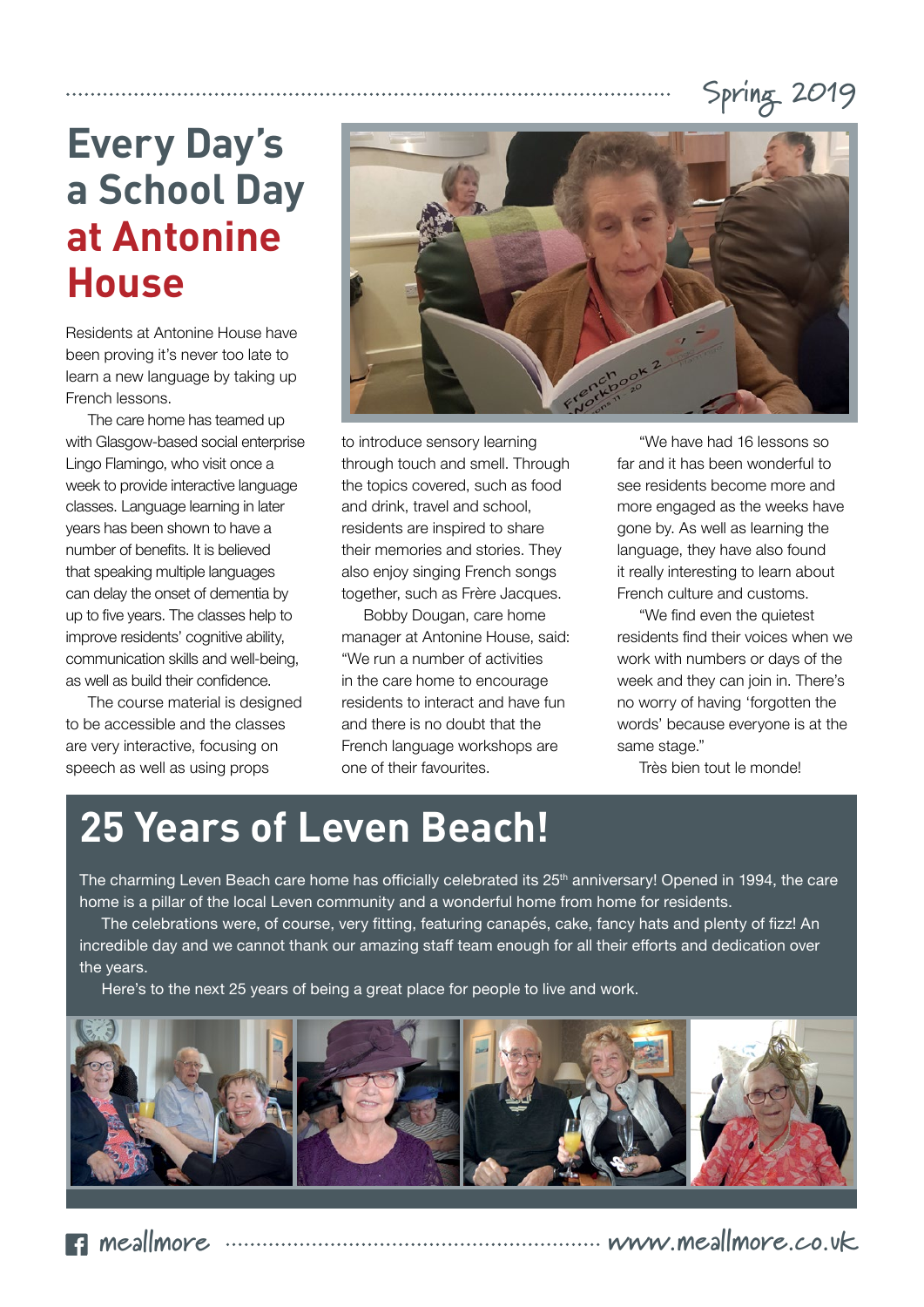# Every Day's a School Day at Antonine House

Residents at Antonine House have been proving it's never too late to learn a new language by taking up French lessons.

The care home has teamed up with Glasgow-based social enterprise Lingo Flamingo, who visit once a week to provide interactive language classes. Language learning in later years has been shown to have a number of benefits. It is believed that speaking multiple languages can delay the onset of dementia by up to five years. The classes help to improve residents' cognitive ability, communication skills and well-being, as well as build their confidence.

The course material is designed to be accessible and the classes are very interactive, focusing on speech as well as using props to introduce sensory learning through touch and smell. Through the topics covered, such as food and drink, travel and school, residents are inspired to share their memories and stories. They also enjoy singing French songs together, such as Frère Jacques.

Bobby Dougan, care home manager at Antonine House, said: "We run a number of activities in the care home to encourage residents to interact and have fun and there is no doubt that the French language workshops are one of their favourites.

"We have had 16 lessons so far and it has been wonderful to see residents become more and more engaged as the weeks have gone by. As well as learning the language, they have also found it really interesting to learn about French culture and customs.

"We find even the quietest residents find their voices when we work with numbers or days of the week and they can join in. There's no worry of having 'forgotten the words' because everyone is at the same stage."

Très bien tout le monde!

# 25 Years of Leven Beach!

The charming Leven Beach care home has officially celebrated its 25th anniversary! Opened in 1994, the care home is a pillar of the local Leven community and a wonderful home from home for residents.

The celebrations were, of course, very fitting, featuring canapés, cake, fancy hats and plenty of fizz! An incredible day and we cannot thank our amazing staff team enough for all their efforts and dedication over the years.

Here's to the next 25 years of being a great place for people to live and work.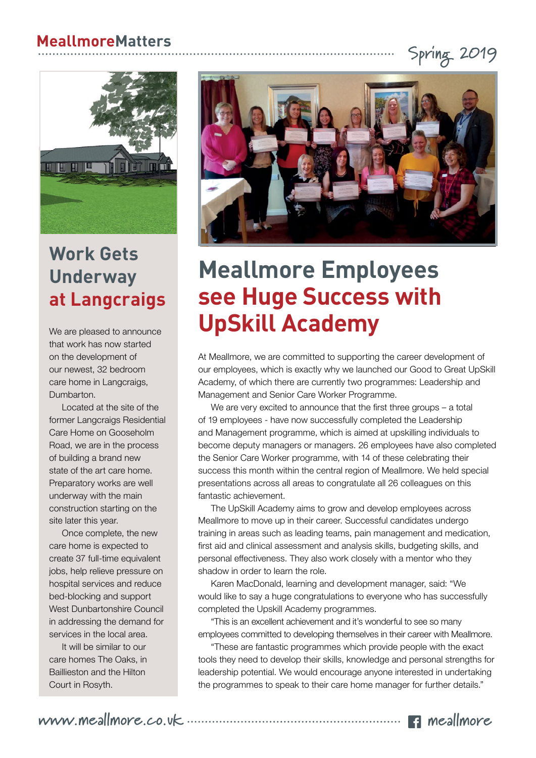## Work Gets Underway at Langcraigs

We are pleased to announce that work has now started on the development of our newest, 32 bedroom care home in Langcraigs, Dumbarton.

Located at the site of the former Langcraigs Residential Care Home on Gooseholm Road, we are in the process of building a brand new state of the art care home. Preparatory works are well underway with the main construction starting on the site later this year.

Once complete, the new care home is expected to create 37 full-time equivalent jobs, help relieve pressure on hospital services and reduce bed-blocking and support West Dunbartonshire Council in addressing the demand for services in the local area.

It will be similar to our care homes The Oaks, in Baillieston and the Hilton Court in Rosyth.

## Meallmore Employees see Huge Success with UpSkill Academy

At Meallmore, we are committed to supporting the career development of our employees, which is exactly why we launched our Good to Great UpSkill Academy, of which there are currently two programmes: Leadership and Management and Senior Care Worker Programme.

We are very excited to announce that the first three groups – a total of 19 employees - have now successfully completed the Leadership and Management programme, which is aimed at upskilling individuals to become deputy managers or managers. 26 employees have also completed the Senior Care Worker programme, with 14 of these celebrating their success this month within the central region of Meallmore. We held special presentations across all areas to congratulate all 26 colleagues on this fantastic achievement.

The UpSkill Academy aims to grow and develop employees across Meallmore to move up in their career. Successful candidates undergo training in areas such as leading teams, pain management and medication, first aid and clinical assessment and analysis skills, budgeting skills, and personal effectiveness. They also work closely with a mentor who they shadow in order to learn the role.

Karen MacDonald, learning and development manager, said: "We would like to say a huge congratulations to everyone who has successfully completed the Upskill Academy programmes.

"This is an excellent achievement and it's wonderful to see so many employees committed to developing themselves in their career with Meallmore.

"These are fantastic programmes which provide people with the exact tools they need to develop their skills, knowledge and personal strengths for leadership potential. We would encourage anyone interested in undertaking the programmes to speak to their care home manager for further details."